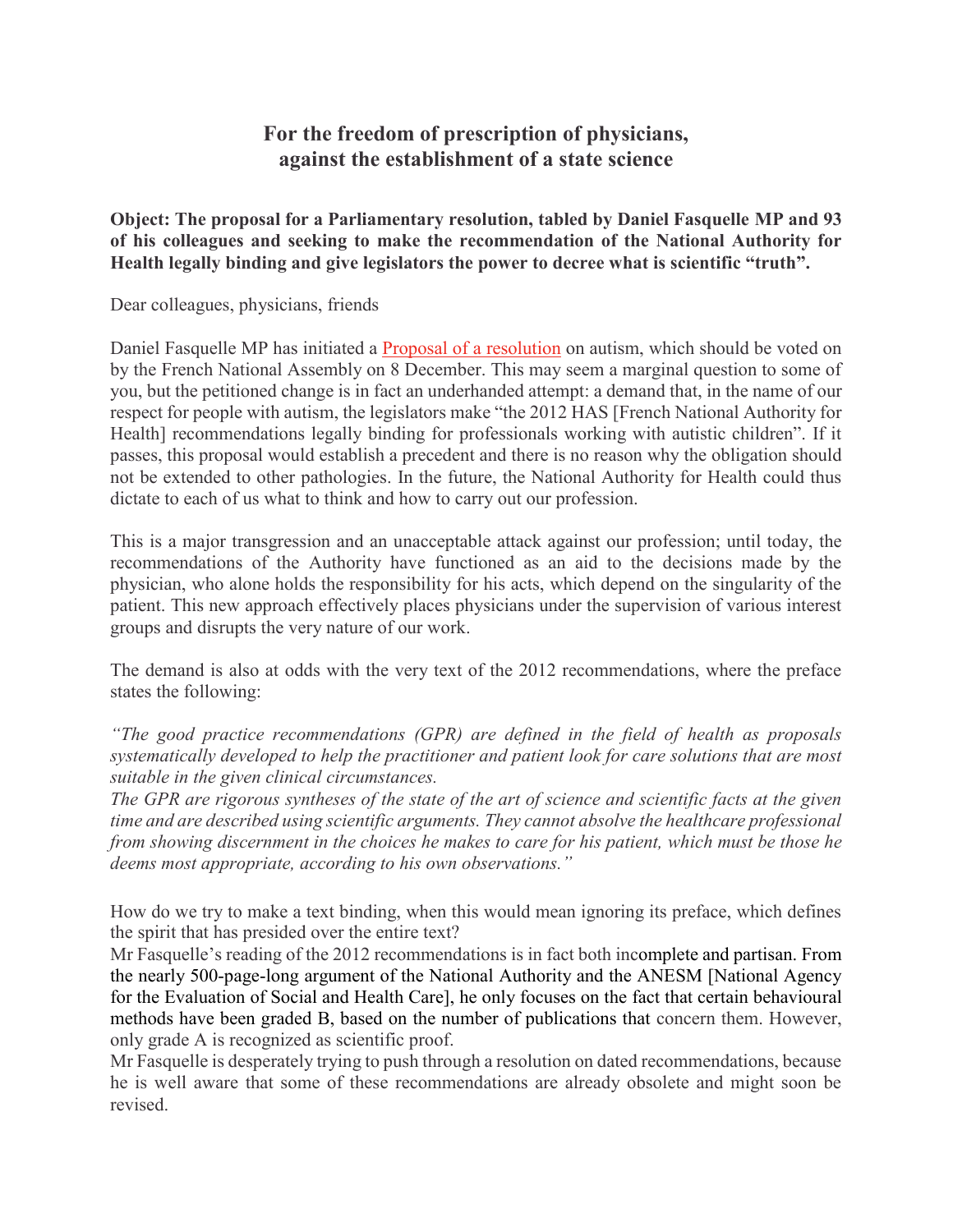# For the freedom of prescription of physicians, against the establishment of a state science

**Object: The proposal for a Parliamentary resolution, tabled by Daniel Fasquelle MP and 93 of his colleagues and seeking to make the recommendation of the National Authority for Health legally binding and give legislators the power to decree what is scientific "truth".**

Dear colleagues, physicians, friends

Daniel Fasquelle MP has initiated a Proposal of a resolution on autism, which should be voted on by the French National Assembly on 8 December. This may seem a marginal question to some of you, but the petitioned change is in fact an underhanded attempt: a demand that, in the name of our respect for people with autism, the legislators make "the 2012 HAS [French National Authority for Health] recommendations legally binding for professionals working with autistic children". If it passes, this proposal would establish a precedent and there is no reason why the obligation should not be extended to other pathologies. In the future, the National Authority for Health could thus dictate to each of us what to think and how to carry out our profession.

This is a major transgression and an unacceptable attack against our profession; until today, the recommendations of the Authority have functioned as an aid to the decisions made by the physician, who alone holds the responsibility for his acts, which depend on the singularity of the patient. This new approach effectively places physicians under the supervision of various interest groups and disrupts the very nature of our work.

The demand is also at odds with the very text of the 2012 recommendations, where the preface states the following:

*"The good practice recommendations (GPR) are defined in the field of health as proposals systematically developed to help the practitioner and patient look for care solutions that are most suitable in the given clinical circumstances.*
*The GPR are rigorous syntheses of the state of the art of science and scientific facts at the given time and are described using scientific arguments. They cannot absolve the healthcare professional from showing discernment in the choices he makes to care for his patient, which must be those he deems most appropriate, according to his own observations."*

How do we try to make a text binding, when this would mean ignoring its preface, which defines the spirit that has presided over the entire text?
Mr Fasquelle's reading of the 2012 recommendations is in fact both incomplete and partisan. From the nearly 500-page-long argument of the National Authority and the ANESM [National Agency for the Evaluation of Social and Health Care], he only focuses on the fact that certain behavioural methods have been graded B, based on the number of publications that concern them. However, only grade A is recognized as scientific proof.
Mr Fasquelle is desperately trying to push through a resolution on dated recommendations, because he is well aware that some of these recommendations are already obsolete and might soon be revised.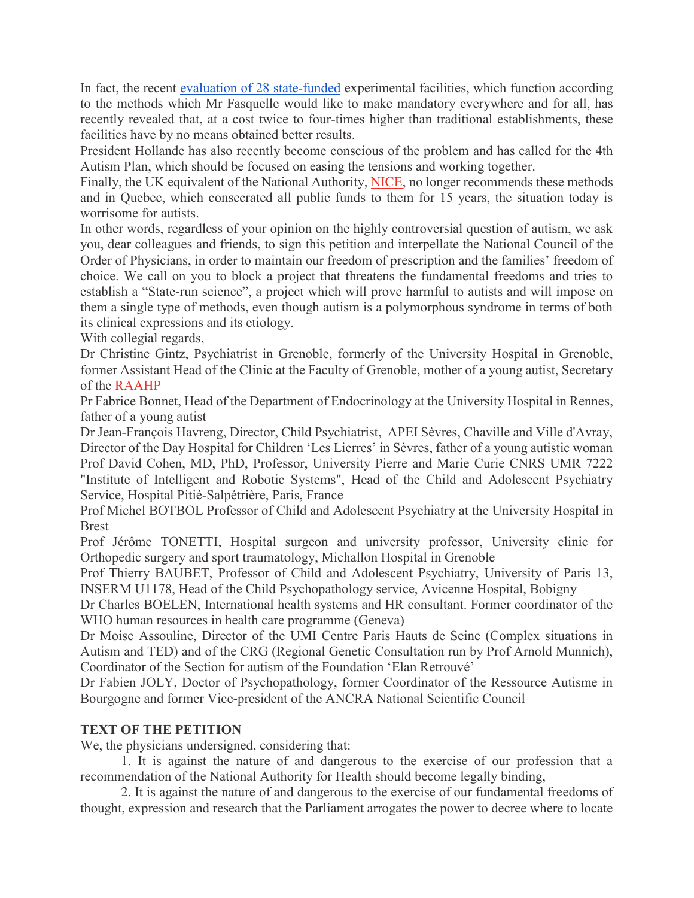In fact, the recent [evaluation of 28 state-funded](#) experimental facilities, which function according to the methods which Mr Fasquelle would like to make mandatory everywhere and for all, has recently revealed that, at a cost twice to four-times higher than traditional establishments, these facilities have by no means obtained better results.

President Hollande has also recently become conscious of the problem and has called for the 4th Autism Plan, which should be focused on easing the tensions and working together.

Finally, the UK equivalent of the National Authority, [NICE](#), no longer recommends these methods and in Quebec, which consecrated all public funds to them for 15 years, the situation today is worrisome for autists.

In other words, regardless of your opinion on the highly controversial question of autism, we ask you, dear colleagues and friends, to sign this petition and interpellate the National Council of the Order of Physicians, in order to maintain our freedom of prescription and the families' freedom of choice. We call on you to block a project that threatens the fundamental freedoms and tries to establish a "State-run science", a project which will prove harmful to autists and will impose on them a single type of methods, even though autism is a polymorphous syndrome in terms of both its clinical expressions and its etiology.

With collegial regards,

Dr Christine Gintz, Psychiatrist in Grenoble, formerly of the University Hospital in Grenoble, former Assistant Head of the Clinic at the Faculty of Grenoble, mother of a young autist, Secretary of the [RAAHP](#)

Pr Fabrice Bonnet, Head of the Department of Endocrinology at the University Hospital in Rennes, father of a young autist

Dr Jean-François Havreng, Director, Child Psychiatrist, APEI Sèvres, Chaville and Ville d'Avray, Director of the Day Hospital for Children 'Les Lierres' in Sèvres, father of a young autistic woman

Prof David Cohen, MD, PhD, Professor, University Pierre and Marie Curie CNRS UMR 7222 "Institute of Intelligent and Robotic Systems", Head of the Child and Adolescent Psychiatry Service, Hospital Pitié-Salpétrière, Paris, France

Prof Michel BOTBOL Professor of Child and Adolescent Psychiatry at the University Hospital in Brest

Prof Jérôme TONETTI, Hospital surgeon and university professor, University clinic for Orthopedic surgery and sport traumatology, Michallon Hospital in Grenoble

Prof Thierry BAUBET, Professor of Child and Adolescent Psychiatry, University of Paris 13, INSERM U1178, Head of the Child Psychopathology service, Avicenne Hospital, Bobigny

Dr Charles BOELEN, International health systems and HR consultant. Former coordinator of the WHO human resources in health care programme (Geneva)

Dr Moise Assouline, Director of the UMI Centre Paris Hauts de Seine (Complex situations in Autism and TED) and of the CRG (Regional Genetic Consultation run by Prof Arnold Munnich), Coordinator of the Section for autism of the Foundation 'Elan Retrouvé'

Dr Fabien JOLY, Doctor of Psychopathology, former Coordinator of the Ressource Autisme in Bourgogne and former Vice-president of the ANCRA National Scientific Council

## TEXT OF THE PETITION

We, the physicians undersigned, considering that:

1. It is against the nature of and dangerous to the exercise of our profession that a recommendation of the National Authority for Health should become legally binding,
2. It is against the nature of and dangerous to the exercise of our fundamental freedoms of thought, expression and research that the Parliament arrogates the power to decree where to locate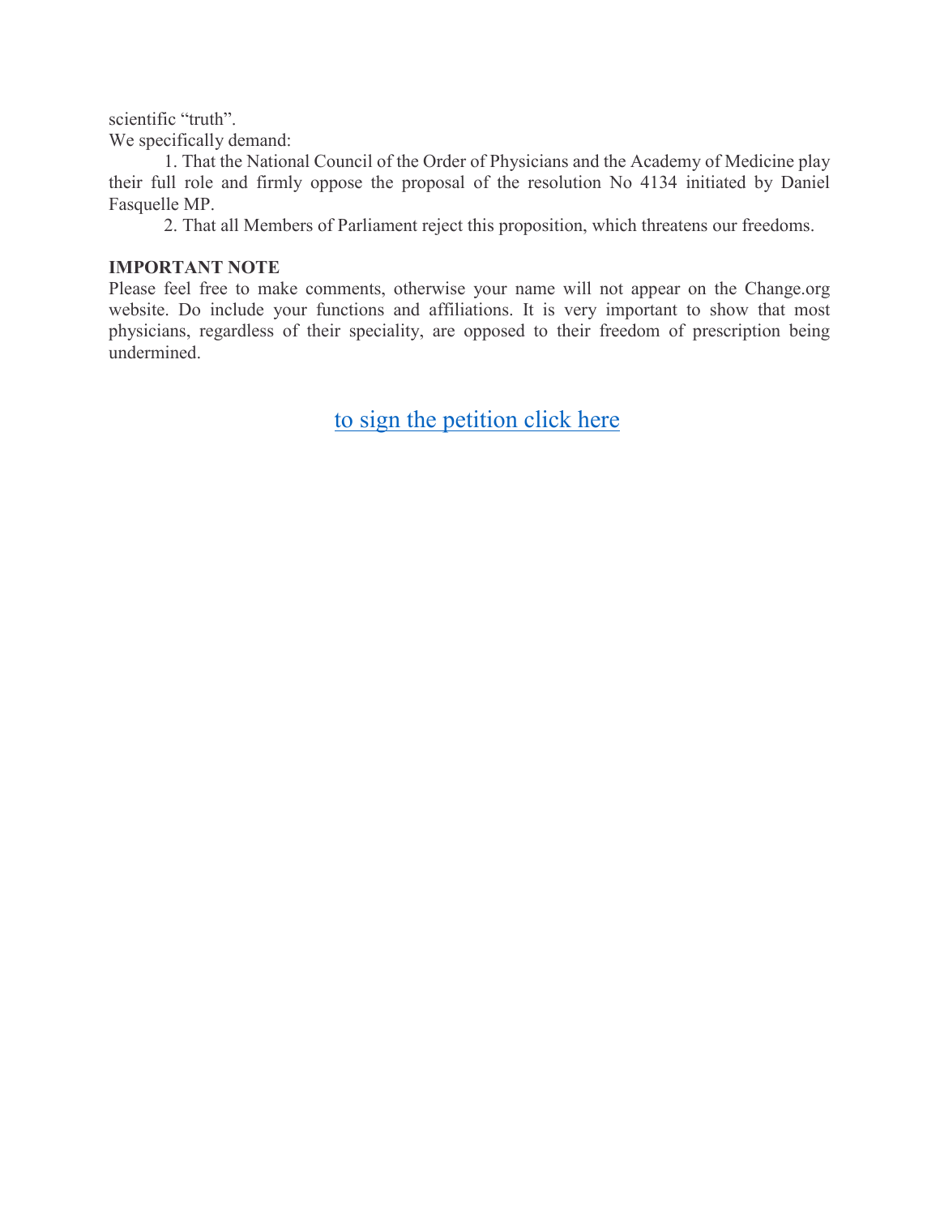scientific “truth”.

We specifically demand:

1. That the National Council of the Order of Physicians and the Academy of Medicine play their full role and firmly oppose the proposal of the resolution No 4134 initiated by Daniel Fasquelle MP.
2. That all Members of Parliament reject this proposition, which threatens our freedoms.

**IMPORTANT NOTE**

Please feel free to make comments, otherwise your name will not appear on the Change.org website. Do include your functions and affiliations. It is very important to show that most physicians, regardless of their speciality, are opposed to their freedom of prescription being undermined.

to sign the petition click here